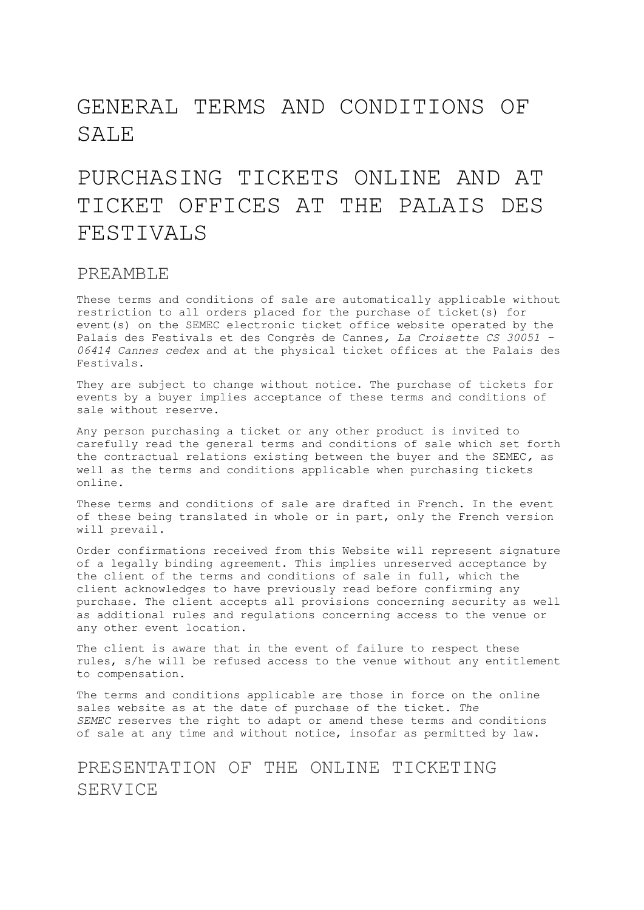# GENERAL TERMS AND CONDITIONS OF SALE

# PURCHASING TICKETS ONLINE AND AT TICKET OFFICES AT THE PALAIS DES FESTIVALS

## PREAMBLE

These terms and conditions of sale are automatically applicable without restriction to all orders placed for the purchase of ticket(s) for event(s) on the SEMEC electronic ticket office website operated by the Palais des Festivals et des Congrès de Cannes, *La Croisette CS 30051 – 06414 Cannes cedex* and at the physical ticket offices at the Palais des Festivals.

They are subject to change without notice. The purchase of tickets for events by a buyer implies acceptance of these terms and conditions of sale without reserve.

Any person purchasing a ticket or any other product is invited to carefully read the general terms and conditions of sale which set forth the contractual relations existing between the buyer and the SEMEC, as well as the terms and conditions applicable when purchasing tickets online.

These terms and conditions of sale are drafted in French. In the event of these being translated in whole or in part, only the French version will prevail.

Order confirmations received from this Website will represent signature of a legally binding agreement. This implies unreserved acceptance by the client of the terms and conditions of sale in full, which the client acknowledges to have previously read before confirming any purchase. The client accepts all provisions concerning security as well as additional rules and regulations concerning access to the venue or any other event location.

The client is aware that in the event of failure to respect these rules, s/he will be refused access to the venue without any entitlement to compensation.

The terms and conditions applicable are those in force on the online sales website as at the date of purchase of the ticket. *The SEMEC* reserves the right to adapt or amend these terms and conditions of sale at any time and without notice, insofar as permitted by law.

## PRESENTATION OF THE ONLINE TICKETING SERVICE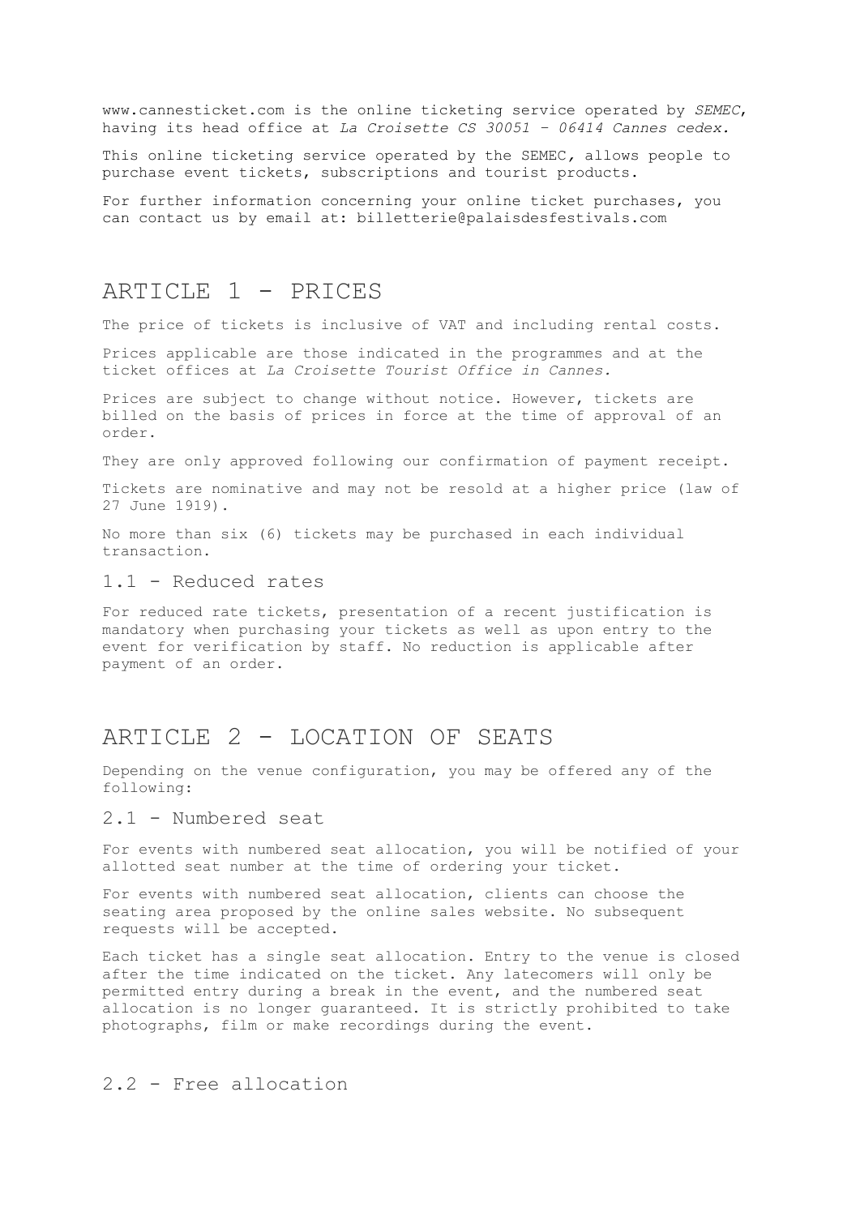www.cannesticket.com is the online ticketing service operated by *SEMEC*, having its head office at *La Croisette CS 30051 – 06414 Cannes cedex.*

This online ticketing service operated by the SEMEC, allows people to purchase event tickets, subscriptions and tourist products.

For further information concerning your online ticket purchases, you can contact us by email at: billetterie@palaisdesfestivals.com

## ARTICLE 1 - PRICES

The price of tickets is inclusive of VAT and including rental costs.

Prices applicable are those indicated in the programmes and at the ticket offices at *La Croisette Tourist Office in Cannes.*

Prices are subject to change without notice. However, tickets are billed on the basis of prices in force at the time of approval of an order.

They are only approved following our confirmation of payment receipt.

Tickets are nominative and may not be resold at a higher price (law of 27 June 1919).

No more than six (6) tickets may be purchased in each individual transaction.

### 1.1 - Reduced rates

For reduced rate tickets, presentation of a recent justification is mandatory when purchasing your tickets as well as upon entry to the event for verification by staff. No reduction is applicable after payment of an order.

## ARTICLE 2 - LOCATION OF SEATS

Depending on the venue configuration, you may be offered any of the following:

### 2.1 - Numbered seat

For events with numbered seat allocation, you will be notified of your allotted seat number at the time of ordering your ticket.

For events with numbered seat allocation, clients can choose the seating area proposed by the online sales website. No subsequent requests will be accepted.

Each ticket has a single seat allocation. Entry to the venue is closed after the time indicated on the ticket. Any latecomers will only be permitted entry during a break in the event, and the numbered seat allocation is no longer guaranteed. It is strictly prohibited to take photographs, film or make recordings during the event.

### 2.2 - Free allocation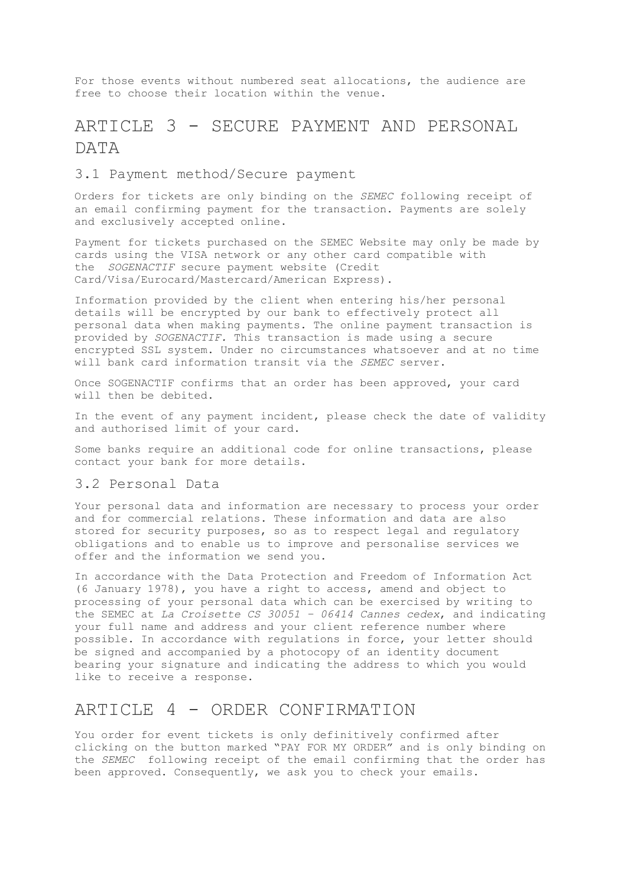For those events without numbered seat allocations, the audience are free to choose their location within the venue.

## ARTICLE 3 - SECURE PAYMENT AND PERSONAL DATA

### 3.1 Payment method/Secure payment

Orders for tickets are only binding on the *SEMEC* following receipt of an email confirming payment for the transaction. Payments are solely and exclusively accepted online.

Payment for tickets purchased on the SEMEC Website may only be made by cards using the VISA network or any other card compatible with the *SOGENACTIF* secure payment website (Credit Card/Visa/Eurocard/Mastercard/American Express).

Information provided by the client when entering his/her personal details will be encrypted by our bank to effectively protect all personal data when making payments. The online payment transaction is provided by *SOGENACTIF*. This transaction is made using a secure encrypted SSL system. Under no circumstances whatsoever and at no time will bank card information transit via the *SEMEC* server.

Once SOGENACTIF confirms that an order has been approved, your card will then be debited.

In the event of any payment incident, please check the date of validity and authorised limit of your card.

Some banks require an additional code for online transactions, please contact your bank for more details.

### 3.2 Personal Data

Your personal data and information are necessary to process your order and for commercial relations. These information and data are also stored for security purposes, so as to respect legal and regulatory obligations and to enable us to improve and personalise services we offer and the information we send you.

In accordance with the Data Protection and Freedom of Information Act (6 January 1978), you have a right to access, amend and object to processing of your personal data which can be exercised by writing to the SEMEC at *La Croisette CS 30051 – 06414 Cannes cedex*, and indicating your full name and address and your client reference number where possible. In accordance with regulations in force, your letter should be signed and accompanied by a photocopy of an identity document bearing your signature and indicating the address to which you would like to receive a response.

## ARTICLE 4 - ORDER CONFIRMATION

You order for event tickets is only definitively confirmed after clicking on the button marked "PAY FOR MY ORDER" and is only binding on the *SEMEC* following receipt of the email confirming that the order has been approved. Consequently, we ask you to check your emails.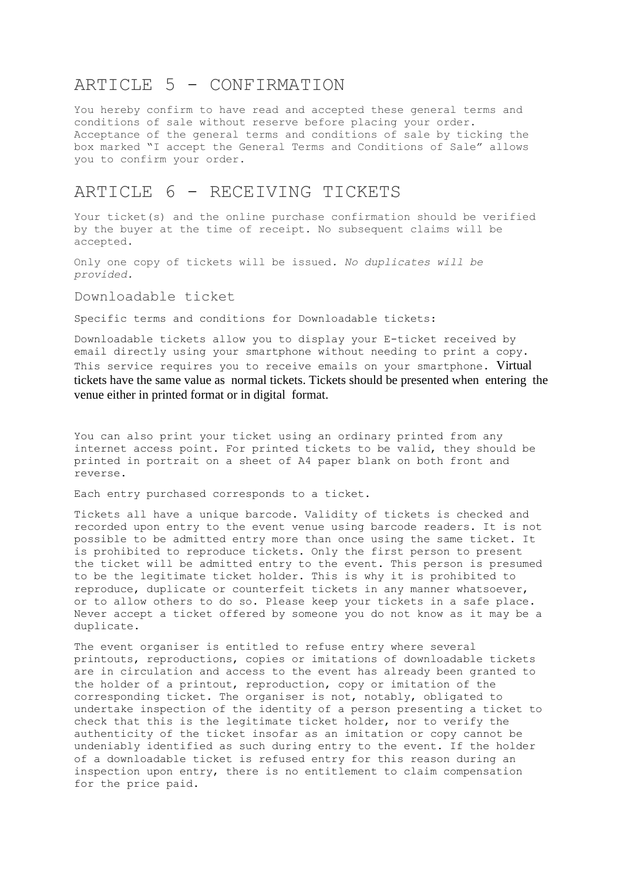## ARTICLE 5 - CONFIRMATION

You hereby confirm to have read and accepted these general terms and conditions of sale without reserve before placing your order. Acceptance of the general terms and conditions of sale by ticking the box marked "I accept the General Terms and Conditions of Sale" allows you to confirm your order.

## ARTICLE 6 - RECEIVING TICKETS

Your ticket(s) and the online purchase confirmation should be verified by the buyer at the time of receipt. No subsequent claims will be accepted.

Only one copy of tickets will be issued. *No duplicates will be provided.*

### Downloadable ticket

Specific terms and conditions for Downloadable tickets:

Downloadable tickets allow you to display your E-ticket received by email directly using your smartphone without needing to print a copy. This service requires you to receive emails on your smartphone. Virtual tickets have the same value as normal tickets. Tickets should be presented when entering the venue either in printed format or in digital format.

You can also print your ticket using an ordinary printed from any internet access point. For printed tickets to be valid, they should be printed in portrait on a sheet of A4 paper blank on both front and reverse.

Each entry purchased corresponds to a ticket.

Tickets all have a unique barcode. Validity of tickets is checked and recorded upon entry to the event venue using barcode readers. It is not possible to be admitted entry more than once using the same ticket. It is prohibited to reproduce tickets. Only the first person to present the ticket will be admitted entry to the event. This person is presumed to be the legitimate ticket holder. This is why it is prohibited to reproduce, duplicate or counterfeit tickets in any manner whatsoever, or to allow others to do so. Please keep your tickets in a safe place. Never accept a ticket offered by someone you do not know as it may be a duplicate.

The event organiser is entitled to refuse entry where several printouts, reproductions, copies or imitations of downloadable tickets are in circulation and access to the event has already been granted to the holder of a printout, reproduction, copy or imitation of the corresponding ticket. The organiser is not, notably, obligated to undertake inspection of the identity of a person presenting a ticket to check that this is the legitimate ticket holder, nor to verify the authenticity of the ticket insofar as an imitation or copy cannot be undeniably identified as such during entry to the event. If the holder of a downloadable ticket is refused entry for this reason during an inspection upon entry, there is no entitlement to claim compensation for the price paid.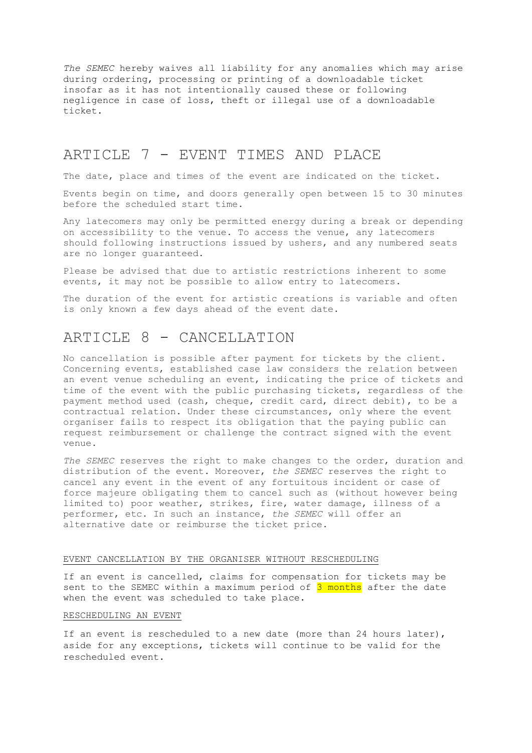*The SEMEC* hereby waives all liability for any anomalies which may arise during ordering, processing or printing of a downloadable ticket insofar as it has not intentionally caused these or following negligence in case of loss, theft or illegal use of a downloadable ticket.

# ARTICLE 7 - EVENT TIMES AND PLACE

The date, place and times of the event are indicated on the ticket.

Events begin on time, and doors generally open between 15 to 30 minutes before the scheduled start time.

Any latecomers may only be permitted energy during a break or depending on accessibility to the venue. To access the venue, any latecomers should following instructions issued by ushers, and any numbered seats are no longer guaranteed.

Please be advised that due to artistic restrictions inherent to some events, it may not be possible to allow entry to latecomers.

The duration of the event for artistic creations is variable and often is only known a few days ahead of the event date.

# ARTICLE 8 - CANCELLATION

No cancellation is possible after payment for tickets by the client. Concerning events, established case law considers the relation between an event venue scheduling an event, indicating the price of tickets and time of the event with the public purchasing tickets, regardless of the payment method used (cash, cheque, credit card, direct debit), to be a contractual relation. Under these circumstances, only where the event organiser fails to respect its obligation that the paying public can request reimbursement or challenge the contract signed with the event venue.

*The SEMEC* reserves the right to make changes to the order, duration and distribution of the event. Moreover, *the SEMEC* reserves the right to cancel any event in the event of any fortuitous incident or case of force majeure obligating them to cancel such as (without however being limited to) poor weather, strikes, fire, water damage, illness of a performer, etc. In such an instance, *the SEMEC* will offer an alternative date or reimburse the ticket price.

EVENT CANCELLATION BY THE ORGANISER WITHOUT RESCHEDULING

If an event is cancelled, claims for compensation for tickets may be sent to the SEMEC within a maximum period of 3 months after the date when the event was scheduled to take place.

RESCHEDULING AN EVENT

If an event is rescheduled to a new date (more than 24 hours later), aside for any exceptions, tickets will continue to be valid for the rescheduled event.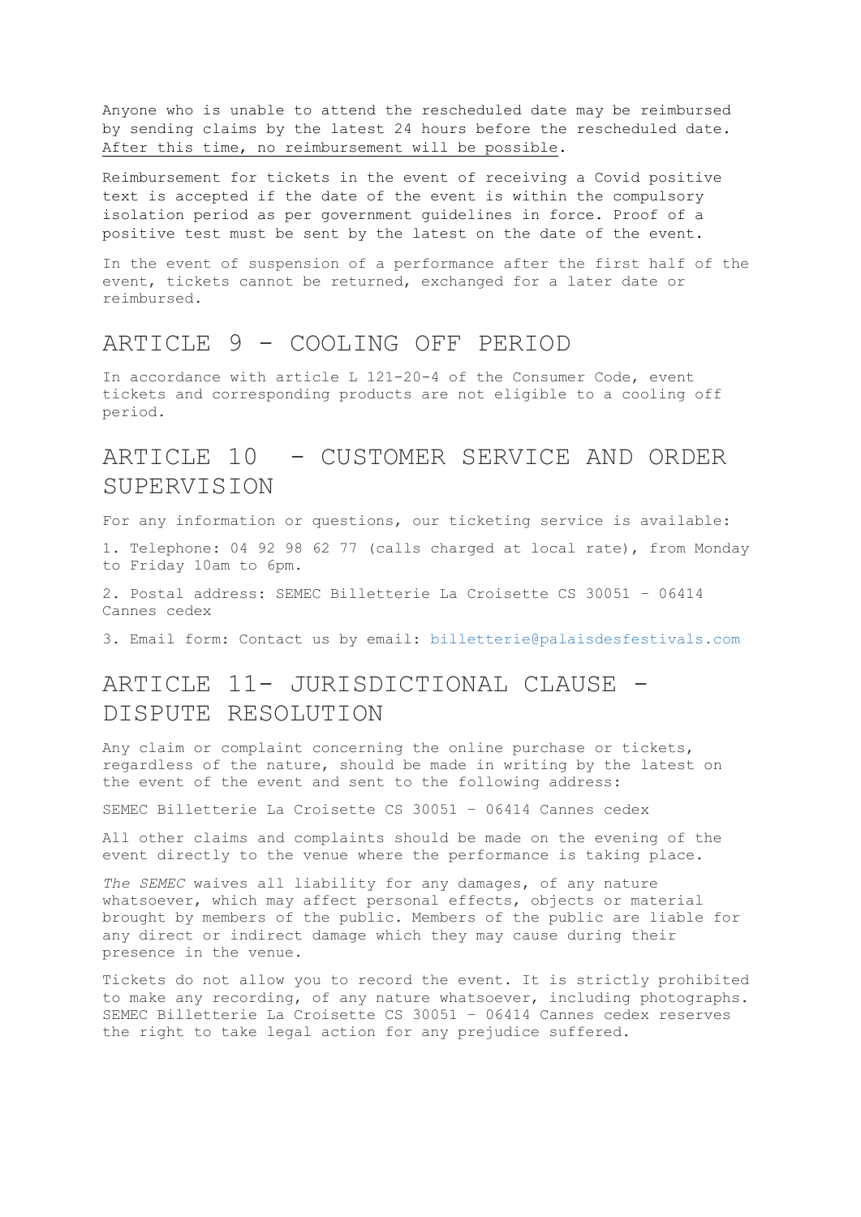Anyone who is unable to attend the rescheduled date may be reimbursed by sending claims by the latest 24 hours before the rescheduled date. After this time, no reimbursement will be possible.

Reimbursement for tickets in the event of receiving a Covid positive text is accepted if the date of the event is within the compulsory isolation period as per government guidelines in force. Proof of a positive test must be sent by the latest on the date of the event.

In the event of suspension of a performance after the first half of the event, tickets cannot be returned, exchanged for a later date or reimbursed.

## ARTICLE 9 - COOLING OFF PERIOD

In accordance with article L 121-20-4 of the Consumer Code, event tickets and corresponding products are not eligible to a cooling off period.

## ARTICLE 10 - CUSTOMER SERVICE AND ORDER SUPERVISION

For any information or questions, our ticketing service is available:

1. Telephone: 04 92 98 62 77 (calls charged at local rate), from Monday to Friday 10am to 6pm.
2. Postal address: SEMEC Billetterie La Croisette CS 30051 – 06414 Cannes cedex
3. Email form: Contact us by email: billetterie@palaisdesfestivals.com

## ARTICLE 11- JURISDICTIONAL CLAUSE - DISPUTE RESOLUTION

Any claim or complaint concerning the online purchase or tickets, regardless of the nature, should be made in writing by the latest on the event of the event and sent to the following address:

SEMEC Billetterie La Croisette CS 30051 – 06414 Cannes cedex

All other claims and complaints should be made on the evening of the event directly to the venue where the performance is taking place.

*The SEMEC* waives all liability for any damages, of any nature whatsoever, which may affect personal effects, objects or material brought by members of the public. Members of the public are liable for any direct or indirect damage which they may cause during their presence in the venue.

Tickets do not allow you to record the event. It is strictly prohibited to make any recording, of any nature whatsoever, including photographs. SEMEC Billetterie La Croisette CS 30051 – 06414 Cannes cedex reserves the right to take legal action for any prejudice suffered.